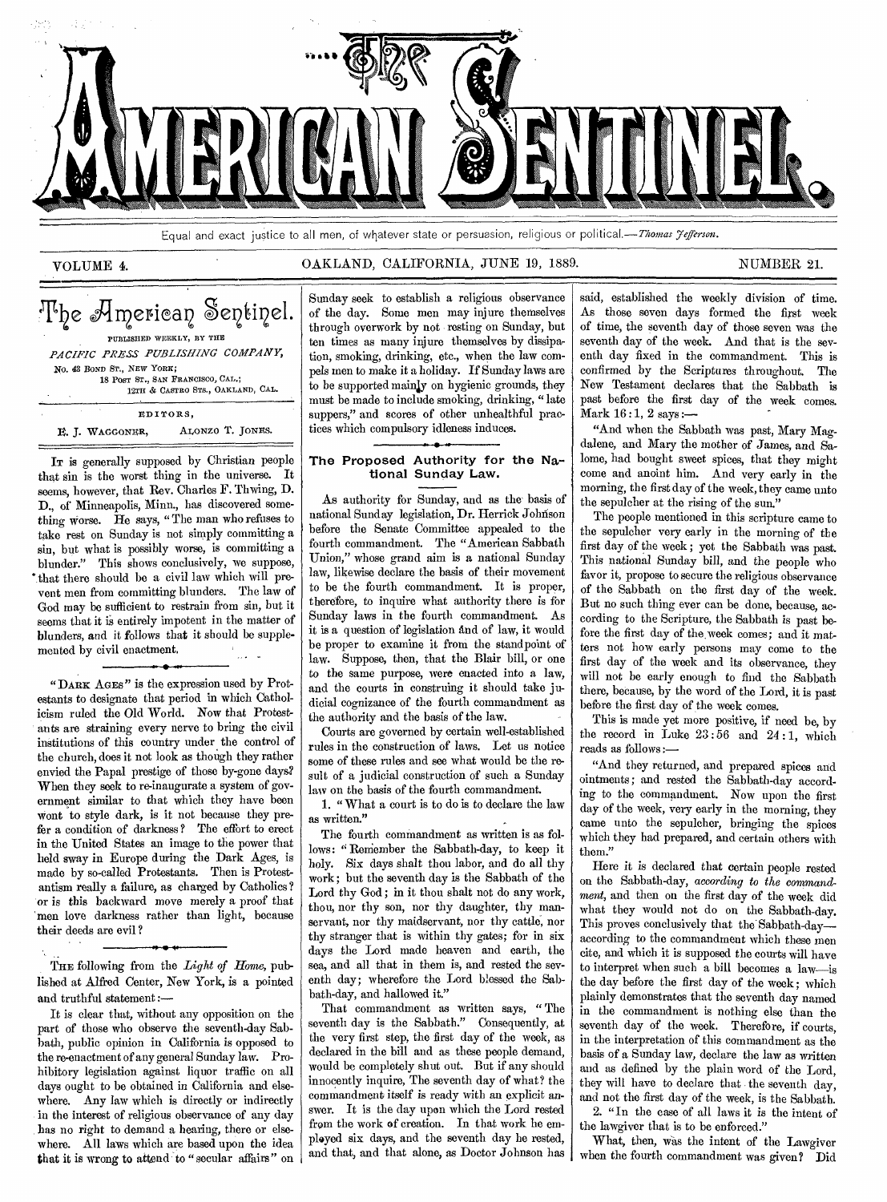# The American Sentinel.

Equal and exact justice to all men, of whatever state or persuasion, religious or political.—*Thomas Jefferson.*

VOLUME 4. OAKLAND, CALIFORNIA, JUNE 19, 1889. NUMBER 21.

## The American Sentinel.

PUBLISHED WEEKLY, BY THE
*PACIFIC PRESS PUBLISHING COMPANY,*
No. 43 BOND ST., NEW YORK;
18 POST ST., SAN FRANCISCO, CAL.;
12TH & CASTRO STS., OAKLAND, CAL.

EDITORS,
E. J. WAGGONER, ALONZO T. JONES.

IT is generally supposed by Christian people that sin is the worst thing in the universe. It seems, however, that Rev. Charles F. Thwing, D. D., of Minneapolis, Minn., has discovered something worse. He says, "The man who refuses to take rest on Sunday is not simply committing a sin, but what is possibly worse, is committing a blunder." This shows conclusively, we suppose, that there should be a civil law which will prevent men from committing blunders. The law of God may be sufficient to restrain from sin, but it seems that it is entirely impotent in the matter of blunders, and it follows that it should be supplemented by civil enactment.

---

"DARK AGES" is the expression used by Protestants to designate that period in which Catholicism ruled the Old World. Now that Protestants are straining every nerve to bring the civil institutions of this country under the control of the church, does it not look as though they rather envied the Papal prestige of those by-gone days? When they seek to re-inaugurate a system of government similar to that which they have been wont to style dark, is it not because they prefer a condition of darkness? The effort to erect in the United States an image to the power that held sway in Europe during the Dark Ages, is made by so-called Protestants. Then is Protestantism really a failure, as charged by Catholics? or is this backward move merely a proof that men love darkness rather than light, because their deeds are evil?

---

THE following from the *Light of Home*, published at Alfred Center, New York, is a pointed and truthful statement:—

It is clear that, without any opposition on the part of those who observe the seventh-day Sabbath, public opinion in California is opposed to the re-enactment of any general Sunday law. Prohibitory legislation against liquor traffic on all days ought to be obtained in California and elsewhere. Any law which is directly or indirectly in the interest of religious observance of any day has no right to demand a hearing, there or elsewhere. All laws which are based upon the idea that it is wrong to attend to "secular affairs" on Sunday seek to establish a religious observance of the day. Some men may injure themselves through overwork by not resting on Sunday, but ten times as many injure themselves by dissipation, smoking, drinking, etc., when the law compels men to make it a holiday. If Sunday laws are to be supported mainly on hygienic grounds, they must be made to include smoking, drinking, "late suppers," and scores of other unhealthful practices which compulsory idleness induces.

---

## The Proposed Authority for the National Sunday Law.

As authority for Sunday, and as the basis of national Sunday legislation, Dr. Herrick Johnson before the Senate Committee appealed to the fourth commandment. The "American Sabbath Union," whose grand aim is a national Sunday law, likewise declare the basis of their movement to be the fourth commandment. It is proper, therefore, to inquire what authority there is for Sunday laws in the fourth commandment. As it is a question of legislation and of law, it would be proper to examine it from the standpoint of law. Suppose, then, that the Blair bill, or one to the same purpose, were enacted into a law, and the courts in construing it should take judicial cognizance of the fourth commandment as the authority and the basis of the law.

Courts are governed by certain well-established rules in the construction of laws. Let us notice some of these rules and see what would be the result of a judicial construction of such a Sunday law on the basis of the fourth commandment.

1. "What a court is to do is to declare the law as written."

The fourth commandment as written is as follows: "Remember the Sabbath-day, to keep it holy. Six days shalt thou labor, and do all thy work; but the seventh day is the Sabbath of the Lord thy God; in it thou shalt not do any work, thou, nor thy son, nor thy daughter, nor thy man-servant, nor thy maidservant, nor thy cattle, nor thy stranger that is within thy gates; for in six days the Lord made heaven and earth, the sea, and all that in them is, and rested the seventh day; wherefore the Lord blessed the Sabbath-day, and hallowed it."

That commandment as written says, "The seventh day is the Sabbath." Consequently, at the very first step, the first day of the week, as declared in the bill and as these people demand, would be completely shut out. But if any should innocently inquire, The seventh day of what? the commandment itself is ready with an explicit answer. It is the day upon which the Lord rested from the work of creation. In that work he employed six days, and the seventh day he rested, and that, and that alone, as Doctor Johnson has said, established the weekly division of time. As those seven days formed the first week of time, the seventh day of those seven was the seventh day of the week. And that is the seventh day fixed in the commandment. This is confirmed by the Scriptures throughout. The New Testament declares that the Sabbath is past before the first day of the week comes. Mark 16:1, 2 says:—

"And when the Sabbath was past, Mary Magdalene, and Mary the mother of James, and Salome, had bought sweet spices, that they might come and anoint him. And very early in the morning, the first day of the week, they came unto the sepulcher at the rising of the sun."

The people mentioned in this scripture came to the sepulcher very early in the morning of the first day of the week; yet the Sabbath was past. This national Sunday bill, and the people who favor it, propose to secure the religious observance of the Sabbath on the first day of the week. But no such thing ever can be done, because, according to the Scripture, the Sabbath is past before the first day of the week comes; and it matters not how early persons may come to the first day of the week and its observance, they will not be early enough to find the Sabbath there, because, by the word of the Lord, it is past before the first day of the week comes.

This is made yet more positive, if need be, by the record in Luke 23:56 and 24:1, which reads as follows:—

"And they returned, and prepared spices and ointments; and rested the Sabbath-day according to the commandment. Now upon the first day of the week, very early in the morning, they came unto the sepulcher, bringing the spices which they had prepared, and certain others with them."

Here it is declared that certain people rested on the Sabbath-day, *according to the commandment*, and then on the first day of the week did what they would not do on the Sabbath-day. This proves conclusively that the Sabbath-day—according to the commandment which these men cite, and which it is supposed the courts will have to interpret when such a bill becomes a law—is the day before the first day of the week; which plainly demonstrates that the seventh day named in the commandment is nothing else than the seventh day of the week. Therefore, if courts, in the interpretation of this commandment as the basis of a Sunday law, declare the law as written and as defined by the plain word of the Lord, they will have to declare that the seventh day, and not the first day of the week, is the Sabbath.

2. "In the case of all laws it is the intent of the lawgiver that is to be enforced."

What, then, was the intent of the Lawgiver when the fourth commandment was given? Did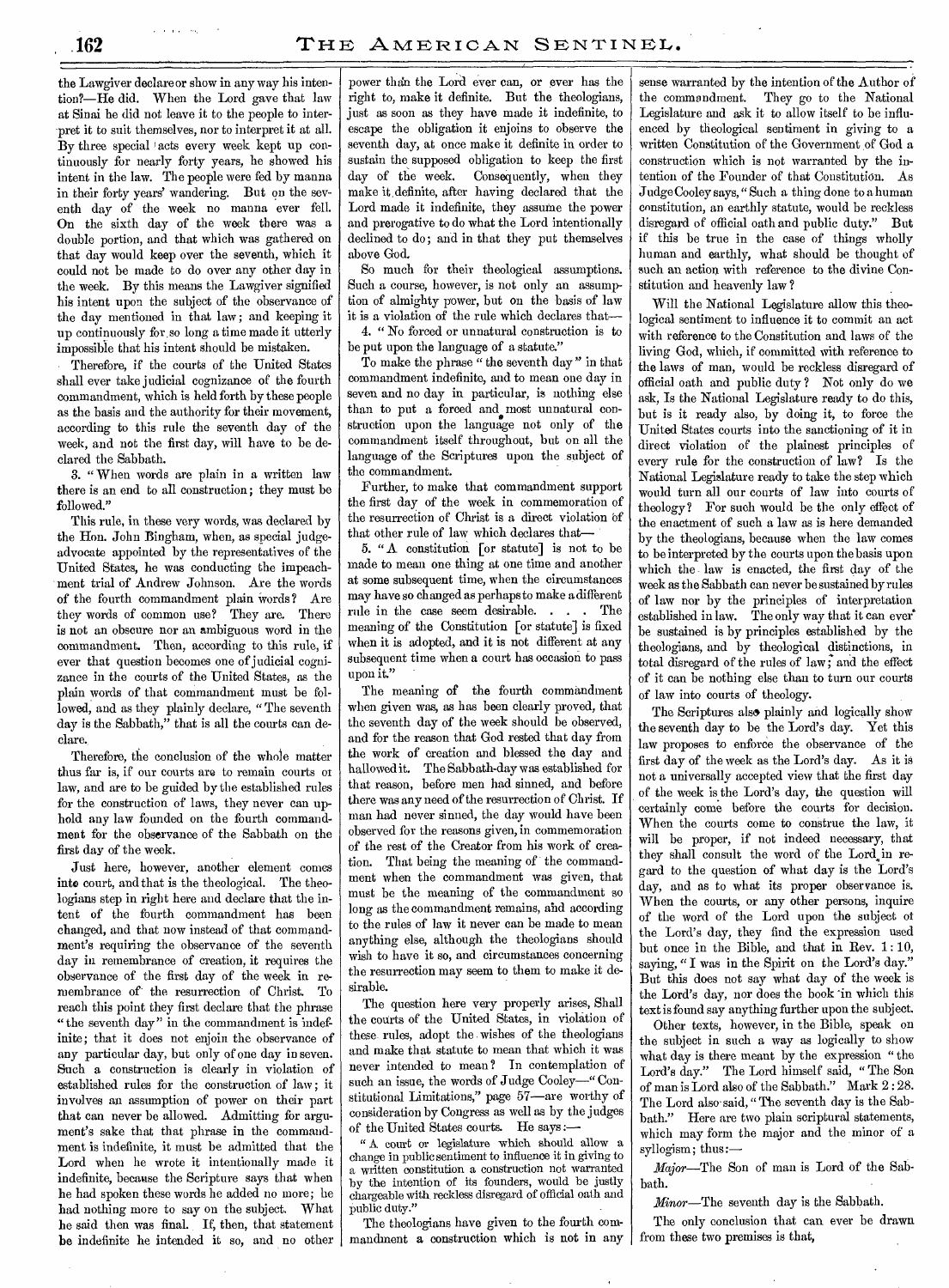the Lawgiver declare or show in any way his intention?—He did. When the Lord gave that law at Sinai he did not leave it to the people to interpret it to suit themselves, nor to interpret it at all. By three special acts every week kept up continuously for nearly forty years, he showed his intent in the law. The people were fed by manna in their forty years' wandering. But on the seventh day of the week no manna ever fell. On the sixth day of the week there was a double portion, and that which was gathered on that day would keep over the seventh, which it could not be made to do over any other day in the week. By this means the Lawgiver signified his intent upon the subject of the observance of the day mentioned in that law; and keeping it up continuously for so long a time made it utterly impossible that his intent should be mistaken.

Therefore, if the courts of the United States shall ever take judicial cognizance of the fourth commandment, which is held forth by these people as the basis and the authority for their movement, according to this rule the seventh day of the week, and not the first day, will have to be declared the Sabbath.

3. "When words are plain in a written law there is an end to all construction; they must be followed."

This rule, in these very words, was declared by the Hon. John Bingham, when, as special judge-advocate appointed by the representatives of the United States, he was conducting the impeachment trial of Andrew Johnson. Are the words of the fourth commandment plain words? Are they words of common use? They are. There is not an obscure nor an ambiguous word in the commandment. Then, according to this rule, if ever that question becomes one of judicial cognizance in the courts of the United States, as the plain words of that commandment must be followed, and as they plainly declare, "The seventh day is the Sabbath," that is all the courts can declare.

Therefore, the conclusion of the whole matter thus far is, if our courts are to remain courts of law, and are to be guided by the established rules for the construction of laws, they never can uphold any law founded on the fourth commandment for the observance of the Sabbath on the first day of the week.

Just here, however, another element comes into court, and that is the theological. The theologians step in right here and declare that the intent of the fourth commandment has been changed, and that now instead of that commandment's requiring the observance of the seventh day in remembrance of creation, it requires the observance of the first day of the week in remembrance of the resurrection of Christ. To reach this point they first declare that the phrase "the seventh day" in the commandment is indefinite; that it does not enjoin the observance of any particular day, but only of one day in seven. Such a construction is clearly in violation of established rules for the construction of law; it involves an assumption of power on their part that can never be allowed. Admitting for argument's sake that that phrase in the commandment is indefinite, it must be admitted that the Lord when he wrote it intentionally made it indefinite, because the Scripture says that when he had spoken these words he added no more; he had nothing more to say on the subject. What he said then was final. If, then, that statement be indefinite he intended it so, and no other power than the Lord ever can, or ever has the right to, make it definite. But the theologians, just as soon as they have made it indefinite, to escape the obligation it enjoins to observe the seventh day, at once make it definite in order to sustain the supposed obligation to keep the first day of the week. Consequently, when they make it definite, after having declared that the Lord made it indefinite, they assume the power and prerogative to do what the Lord intentionally declined to do; and in that they put themselves above God.

So much for their theological assumptions. Such a course, however, is not only an assumption of almighty power, but on the basis of law it is a violation of the rule which declares that—

4. "No forced or unnatural construction is to be put upon the language of a statute."

To make the phrase "the seventh day" in that commandment indefinite, and to mean one day in seven and no day in particular, is nothing else than to put a forced and most unnatural construction upon the language not only of the commandment itself throughout, but on all the language of the Scriptures upon the subject of the commandment.

Further, to make that commandment support the first day of the week in commemoration of the resurrection of Christ is a direct violation of that other rule of law which declares that—

5. "A constitution [or statute] is not to be made to mean one thing at one time and another at some subsequent time, when the circumstances may have so changed as perhaps to make a different rule in the case seem desirable. . . . The meaning of the Constitution [or statute] is fixed when it is adopted, and it is not different at any subsequent time when a court has occasion to pass upon it."

The meaning of the fourth commandment when given was, as has been clearly proved, that the seventh day of the week should be observed, and for the reason that God rested that day from the work of creation and blessed the day and hallowed it. The Sabbath-day was established for that reason, before men had sinned, and before there was any need of the resurrection of Christ. If man had never sinned, the day would have been observed for the reasons given, in commemoration of the rest of the Creator from his work of creation. That being the meaning of the commandment when the commandment was given, that must be the meaning of the commandment so long as the commandment remains, and according to the rules of law it never can be made to mean anything else, although the theologians should wish to have it so, and circumstances concerning the resurrection may seem to them to make it desirable.

The question here very properly arises, Shall the courts of the United States, in violation of these rules, adopt the wishes of the theologians and make that statute to mean that which it was never intended to mean? In contemplation of such an issue, the words of Judge Cooley—"Constitutional Limitations," page 57—are worthy of consideration by Congress as well as by the judges of the United States courts. He says:—

"A court or legislature which should allow a change in public sentiment to influence it in giving to a written constitution a construction not warranted by the intention of its founders, would be justly chargeable with reckless disregard of official oath and public duty."

The theologians have given to the fourth commandment a construction which is not in any sense warranted by the intention of the Author of the commandment. They go to the National Legislature and ask it to allow itself to be influenced by theological sentiment in giving to a written Constitution of the Government of God a construction which is not warranted by the intention of the Founder of that Constitution. As Judge Cooley says, "Such a thing done to a human constitution, an earthly statute, would be reckless disregard of official oath and public duty." But if this be true in the case of things wholly human and earthly, what should be thought of such an action with reference to the divine Constitution and heavenly law?

Will the National Legislature allow this theological sentiment to influence it to commit an act with reference to the Constitution and laws of the living God, which, if committed with reference to the laws of man, would be reckless disregard of official oath and public duty? Not only do we ask, Is the National Legislature ready to do this, but is it ready also, by doing it, to force the United States courts into the sanctioning of it in direct violation of the plainest principles of every rule for the construction of law? Is the National Legislature ready to take the step which would turn all our courts of law into courts of theology? For such would be the only effect of the enactment of such a law as is here demanded by the theologians, because when the law comes to be interpreted by the courts upon the basis upon which the law is enacted, the first day of the week as the Sabbath can never be sustained by rules of law nor by the principles of interpretation established in law. The only way that it can ever be sustained is by principles established by the theologians, and by theological distinctions, in total disregard of the rules of law; and the effect of it can be nothing else than to turn our courts of law into courts of theology.

The Scriptures also plainly and logically show the seventh day to be the Lord's day. Yet this law proposes to enforce the observance of the first day of the week as the Lord's day. As it is not a universally accepted view that the first day of the week is the Lord's day, the question will certainly come before the courts for decision. When the courts come to construe the law, it will be proper, if not indeed necessary, that they shall consult the word of the Lord in regard to the question of what day is the Lord's day, and as to what its proper observance is. When the courts, or any other persons, inquire of the word of the Lord upon the subject of the Lord's day, they find the expression used but once in the Bible, and that in Rev. 1:10, saying, "I was in the Spirit on the Lord's day." But this does not say what day of the week is the Lord's day, nor does the book in which this text is found say anything further upon the subject.

Other texts, however, in the Bible, speak on the subject in such a way as logically to show what day is there meant by the expression "the Lord's day." The Lord himself said, "The Son of man is Lord also of the Sabbath." Mark 2:28. The Lord also said, "The seventh day is the Sabbath." Here are two plain scriptural statements, which may form the major and the minor of a syllogism; thus:—

*Major*—The Son of man is Lord of the Sabbath.

*Minor*—The seventh day is the Sabbath.

The only conclusion that can ever be drawn from these two premises is that,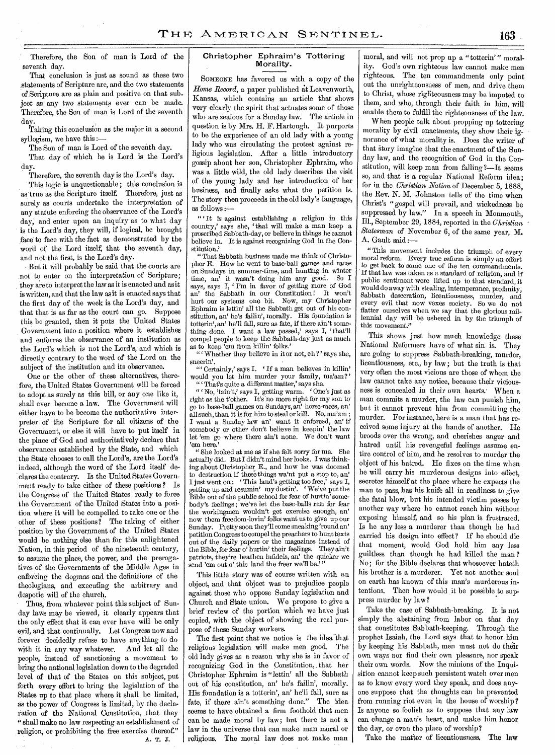Therefore, the Son of man is Lord of the seventh day.

That conclusion is just as sound as these two statements of Scripture are, and the two statements of Scripture are as plain and positive on that subject as any two statements ever can be made. Therefore, the Son of man is Lord of the seventh day.

Taking this conclusion as the major in a second syllogism, we have this:—

The Son of man is Lord of the seventh day.

That day of which he is Lord is the Lord's day.

Therefore, the seventh day is the Lord's day.

This logic is unquestionable; this conclusion is as true as the Scripture itself. Therefore, just as surely as courts undertake the interpretation of any statute enforcing the observance of the Lord's day, and enter upon an inquiry as to what day is the Lord's day, they will, if logical, be brought face to face with the fact as demonstrated by the word of the Lord itself, that the seventh day, and not the first, is the Lord's day.

But it will probably be said that the courts are not to enter on the interpretation of Scripture; they are to interpret the law as it is enacted and as it is written, and that the law as it is enacted says that the first day of the week is the Lord's day, and that that is as far as the court can go. Suppose this be granted, then it puts the United States Government into a position where it establishes and enforces the observance of an institution as the Lord's which is not the Lord's, and which is directly contrary to the word of the Lord on the subject of the institution and its observance.

One or the other of these alternatives, therefore, the United States Government will be forced to adopt as surely as this bill, or any one like it, shall ever become a law. The Government will either have to be become the authoritative interpreter of the Scripture for all citizens of the Government, or else it will have to put itself in the place of God and authoritatively declare that observances established by the State, and which the State chooses to call the Lord's, are the Lord's indeed, although the word of the Lord itself declares the contrary. Is the United States Government ready to take either of these positions? Is the Congress of the United States ready to force the Government of the United States into a position where it will be compelled to take one or the other of these positions? The taking of either position by the Government of the United States would be nothing else than for this enlightened Nation, in this period of the nineteenth century, to assume the place, the power, and the prerogatives of the Governments of the Middle Ages in enforcing the dogmas and the definitions of the theologians, and executing the arbitrary and despotic will of the church.

Thus, from whatever point this subject of Sunday laws may be viewed, it clearly appears that the only effect that it can ever have will be only evil, and that continually. Let Congress now and forever decidedly refuse to have anything to do with it in any way whatever. And let all the people, instead of sanctioning a movement to bring the national legislation down to the degraded level of that of the States on this subject, put forth every effort to bring the legislation of the States up to that place where it shall be limited, as the power of Congress is limited, by the declaration of the National Constitution, that they "shall make no law respecting an establishment of religion, or prohibiting the free exercise thereof."

A. T. J.

## Christopher Ephraim's Tottering Morality.

Someone has favored us with a copy of the *Home Record*, a paper published at Leavenworth, Kansas, which contains an article that shows very clearly the spirit that actuates some of those who are zealous for a Sunday law. The article in question is by Mrs. H. F. Hartough. It purports to be the experience of an old lady with a young lady who was circulating the protest against religious legislation. After a little introductory gossip about her son, Christopher Ephraim, who was a little wild, the old lady describes the visit of the young lady and her introduction of her business, and finally asks what the petition is. The story then proceeds in the old lady's language, as follows:—

"'It is against establishing a religion in this country,' says she, 'that will make a man keep a proscribed Sabbath-day, or believe in things he cannot believe in. It is against recognizing God in the Constitution.'

"That Sabbath business made me think of Christopher E. How he went to base-ball games and races on Sundays in summer-time, and hunting in winter time, an' it wasn't doing him any good. So I says, says I, 'I'm in favor of getting more of God an' the Sabbath in our Constitution! It won't hurt our systems one bit. Now, my Christopher Ephraim is lettin' all the Sabbath get out of his constitution, an' he's failin', morally. His foundation is totterin', an' he'll fall, sure as fate, if there ain't something done. I want a law passed,' says I, 'that'll compel people to keep the Sabbath-day just as much as to keep 'em from killin' folks.'

"'Whether they believe in it or not, eh?' says she, sneerin'.

"'Certainly,' says I. 'If a man believes in killin' would you let him murder your family, ma'am?'

"'That's quite a different matter,' says she.

"'No, 'tain't,' says I, getting warm. 'One's just as right as the t'other. It's no more right for my son to go to base-ball games on Sundays, an' horse-races, an' all such, than it is for him to steal or kill. No, ma'am; I want a Sunday law an' want it enforced, an' if somebody or other don't believe in keepin' the law let 'em go where there ain't none. We don't want 'em here.'

"She looked at me as if she felt sorry for me. She actually did. But I didn't mind her looks. I was thinking about Christopher E., and how he was doomed to destruction if these things wa'nt put a stop to, an' I just went on: 'This land's getting too free,' says I, getting up and resumin' my dustin'. 'We've put the Bible out of the public school for fear of hurtin' somebody's feelings; we've let the base-balls run for fear the workingmen wouldn't get exercise enough, an' now them freedom-lovin' folks want us to give up our Sunday. Pretty soon they'll come sneaking 'round an' petition Congress to compel the preachers to hunt texts out of the daily papers or the magazines instead of the Bible, for fear o' hurtin' their feelings. They ain't patriots, they're heathen infidels, an' the quicker we send 'em out o' this land the freer we'll be.'"

This little story was of course written with an object, and that object was to prejudice people against those who oppose Sunday legislation and Church and State union. We propose to give a brief review of the portion which we have just copied, with the object of showing the real purpose of these Sunday workers.

The first point that we notice is the idea that religious legislation will make men good. The old lady gives as a reason why she is in favor of recognizing God in the Constitution, that her Christopher Ephraim is "lettin' all the Sabbath out of his constitution, an' he's failin', morally. His foundation is a totterin', an' he'll fall, sure as fate, if there ain't something done." The idea seems to have obtained a firm foothold that men can be made moral by law; but there is not a law in the universe that can make man moral or religious. The moral law does not make man moral, and will not prop up a "totterin'" morality. God's own righteous law cannot make men righteous. The ten commandments only point out the unrighteousness of men, and drive them to Christ, whose righteousness may be imputed to them, and who, through their faith in him, will enable them to fulfill the righteousness of the law.

When people talk about propping up tottering morality by civil enactments, they show their ignorance of what morality is. Does the writer of that story imagine that the enactment of the Sunday law, and the recognition of God in the Constitution, will keep man from falling?—It seems so, and that is a regular National Reform idea; for in the *Christian Nation* of December 5, 1888, the Rev. N. M. Johnston tells of the time when Christ's "gospel will prevail, and wickedness be suppressed by law." In a speech in Monmouth, Ill., September 29, 1884, reported in the *Christian Statesman* of November 6, of the same year, M. A. Gault said:—

"This movement includes the triumph of every moral reform. Every true reform is simply an effort to get back to some one of the ten commandments. If that law was taken as a standard of religion, and if public sentiment were lifted up to that standard, it would do away with stealing, intemperance, profanity, Sabbath desecration, licentiousness, murder, and every evil that now vexes society. So we do not flatter ourselves when we say that the glorious millennial day will be ushered in by the triumph of this movement."

This shows just how much knowledge these National Reformers have of what sin is. They are going to suppress Sabbath-breaking, murder, licentiousness, etc., by law; but the truth is that very often the most vicious are those of whom the law cannot take any notice, because their viciousness is concealed in their own hearts. When a man commits a murder, the law can punish him, but it cannot prevent him from committing the murder. For instance, here is a man that has received some injury at the hands of another. He broods over the wrong, and cherishes anger and hatred until his revengeful feelings assume entire control of him, and he resolves to murder the object of his hatred. He fixes on the time when he will carry his murderous designs into effect, secretes himself at the place where he expects the man to pass, has his knife all in readiness to give the fatal blow, but his intended victim passes by another way where he cannot reach him without exposing himself, and so his plan is frustrated. Is he any less a murderer than though he had carried his design into effect? If he should die that moment, would God hold him any less guiltless than though he had killed the man? No; for the Bible declares that whosoever hateth his brother is a murderer. Yet not another soul on earth has known of this man's murderous intentions. Then how would it be possible to suppress murder by law?

Take the case of Sabbath-breaking. It is not simply the abstaining from labor on that day that constitutes Sabbath-keeping. Through the prophet Isaiah, the Lord says that to honor him by keeping his Sabbath, men must not do their own ways nor find their own pleasure, nor speak their own words. Now the minions of the Inquisition cannot keep such persistent watch over men as to know every word they speak, and does anyone suppose that the thoughts can be prevented from running riot even in the house of worship? Is anyone so foolish as to suppose that any law can change a man's heart, and make him honor the day, or even the place of worship?

Take the matter of licentiousness. The law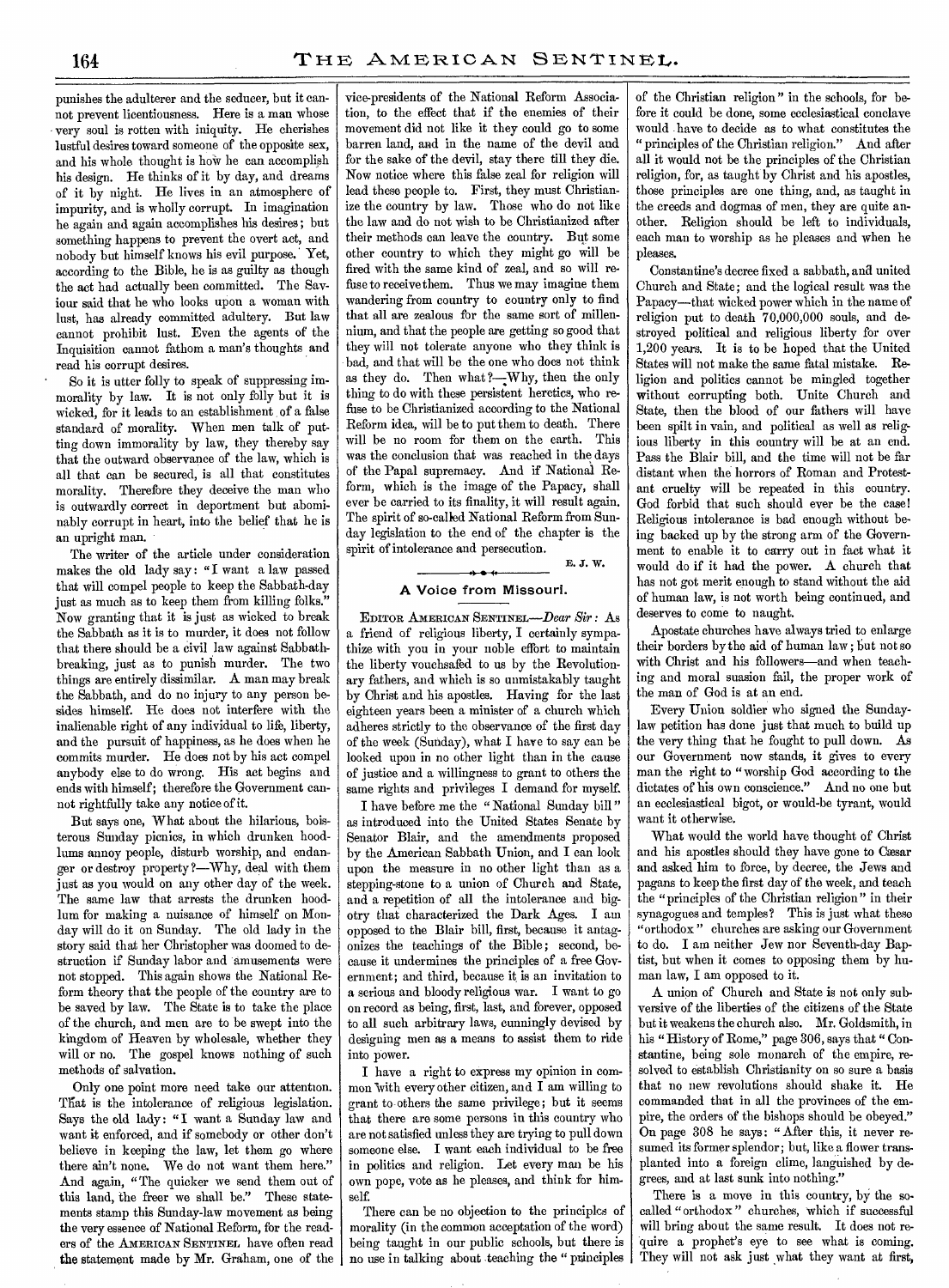punishes the adulterer and the seducer, but it cannot prevent licentiousness. Here is a man whose very soul is rotten with iniquity. He cherishes lustful desires toward someone of the opposite sex, and his whole thought is how he can accomplish his design. He thinks of it by day, and dreams of it by night. He lives in an atmosphere of impurity, and is wholly corrupt. In imagination he again and again accomplishes his desires; but something happens to prevent the overt act, and nobody but himself knows his evil purpose. Yet, according to the Bible, he is as guilty as though the act had actually been committed. The Saviour said that he who looks upon a woman with lust, has already committed adultery. But law cannot prohibit lust. Even the agents of the Inquisition cannot fathom a man's thoughts and read his corrupt desires.

So it is utter folly to speak of suppressing immorality by law. It is not only folly but it is wicked, for it leads to an establishment of a false standard of morality. When men talk of putting down immorality by law, they thereby say that the outward observance of the law, which is all that can be secured, is all that constitutes morality. Therefore they deceive the man who is outwardly correct in deportment but abominably corrupt in heart, into the belief that he is an upright man.

The writer of the article under consideration makes the old lady say: "I want a law passed that will compel people to keep the Sabbath-day just as much as to keep them from killing folks." Now granting that it is just as wicked to break the Sabbath as it is to murder, it does not follow that there should be a civil law against Sabbath-breaking, just as to punish murder. The two things are entirely dissimilar. A man may break the Sabbath, and do no injury to any person besides himself. He does not interfere with the inalienable right of any individual to life, liberty, and the pursuit of happiness, as he does when he commits murder. He does not by his act compel anybody else to do wrong. His act begins and ends with himself; therefore the Government cannot rightfully take any notice of it.

But says one, What about the hilarious, boisterous Sunday picnics, in which drunken hoodlums annoy people, disturb worship, and endanger or destroy property?—Why, deal with them just as you would on any other day of the week. The same law that arrests the drunken hoodlum for making a nuisance of himself on Monday will do it on Sunday. The old lady in the story said that her Christopher was doomed to destruction if Sunday labor and amusements were not stopped. This again shows the National Reform theory that the people of the country are to be saved by law. The State is to take the place of the church, and men are to be swept into the kingdom of Heaven by wholesale, whether they will or no. The gospel knows nothing of such methods of salvation.

Only one point more need take our attention. That is the intolerance of religious legislation. Says the old lady: "I want a Sunday law and want it enforced, and if somebody or other don't believe in keeping the law, let them go where there ain't none. We do not want them here." And again, "The quicker we send them out of this land, the freer we shall be." These statements stamp this Sunday-law movement as being the very essence of National Reform, for the readers of the AMERICAN SENTINEL have often read the statement made by Mr. Graham, one of the vice-presidents of the National Reform Association, to the effect that if the enemies of their movement did not like it they could go to some barren land, and in the name of the devil and for the sake of the devil, stay there till they die. Now notice where this false zeal for religion will lead these people to. First, they must Christianize the country by law. Those who do not like the law and do not wish to be Christianized after their methods can leave the country. But some other country to which they might go will be fired with the same kind of zeal, and so will refuse to receive them. Thus we may imagine them wandering from country to country only to find that all are zealous for the same sort of millennium, and that the people are getting so good that they will not tolerate anyone who they think is bad, and that will be the one who does not think as they do. Then what?—Why, then the only thing to do with these persistent heretics, who refuse to be Christianized according to the National Reform idea, will be to put them to death. There will be no room for them on the earth. This was the conclusion that was reached in the days of the Papal supremacy. And if National Reform, which is the image of the Papacy, shall ever be carried to its finality, it will result again. The spirit of so-called National Reform from Sunday legislation to the end of the chapter is the spirit of intolerance and persecution.

E. J. W.

## A Voice from Missouri.

EDITOR AMERICAN SENTINEL—*Dear Sir*: As a friend of religious liberty, I certainly sympathize with you in your noble effort to maintain the liberty vouchsafed to us by the Revolutionary fathers, and which is so unmistakably taught by Christ and his apostles. Having for the last eighteen years been a minister of a church which adheres strictly to the observance of the first day of the week (Sunday), what I have to say can be looked upon in no other light than in the cause of justice and a willingness to grant to others the same rights and privileges I demand for myself.

I have before me the "National Sunday bill" as introduced into the United States Senate by Senator Blair, and the amendments proposed by the American Sabbath Union, and I can look upon the measure in no other light than as a stepping-stone to a union of Church and State, and a repetition of all the intolerance and bigotry that characterized the Dark Ages. I am opposed to the Blair bill, first, because it antagonizes the teachings of the Bible; second, because it undermines the principles of a free Government; and third, because it is an invitation to a serious and bloody religious war. I want to go on record as being, first, last, and forever, opposed to all such arbitrary laws, cunningly devised by designing men as a means to assist them to ride into power.

I have a right to express my opinion in common with every other citizen, and I am willing to grant to others the same privilege; but it seems that there are some persons in this country who are not satisfied unless they are trying to pull down someone else. I want each individual to be free in politics and religion. Let every man be his own pope, vote as he pleases, and think for himself.

There can be no objection to the principles of morality (in the common acceptation of the word) being taught in our public schools, but there is no use in talking about teaching the "principles of the Christian religion" in the schools, for before it could be done, some ecclesiastical conclave would have to decide as to what constitutes the "principles of the Christian religion." And after all it would not be the principles of the Christian religion, for, as taught by Christ and his apostles, those principles are one thing, and, as taught in the creeds and dogmas of men, they are quite another. Religion should be left to individuals, each man to worship as he pleases and when he pleases.

Constantine's decree fixed a sabbath, and united Church and State; and the logical result was the Papacy—that wicked power which in the name of religion put to death 70,000,000 souls, and destroyed political and religious liberty for over 1,200 years. It is to be hoped that the United States will not make the same fatal mistake. Religion and politics cannot be mingled together without corrupting both. Unite Church and State, then the blood of our fathers will have been spilt in vain, and political as well as religious liberty in this country will be at an end. Pass the Blair bill, and the time will not be far distant when the horrors of Roman and Protestant cruelty will be repeated in this country. God forbid that such should ever be the case! Religious intolerance is bad enough without being backed up by the strong arm of the Government to enable it to carry out in fact what it would do if it had the power. A church that has not got merit enough to stand without the aid of human law, is not worth being continued, and deserves to come to naught.

Apostate churches have always tried to enlarge their borders by the aid of human law; but not so with Christ and his followers—and when teaching and moral suasion fail, the proper work of the man of God is at an end.

Every Union soldier who signed the Sunday-law petition has done just that much to build up the very thing that he fought to pull down. As our Government now stands, it gives to every man the right to "worship God according to the dictates of his own conscience." And no one but an ecclesiastical bigot, or would-be tyrant, would want it otherwise.

What would the world have thought of Christ and his apostles should they have gone to Cæsar and asked him to force, by decree, the Jews and pagans to keep the first day of the week, and teach the "principles of the Christian religion" in their synagogues and temples? This is just what these "orthodox" churches are asking our Government to do. I am neither Jew nor Seventh-day Baptist, but when it comes to opposing them by human law, I am opposed to it.

A union of Church and State is not only subversive of the liberties of the citizens of the State but it weakens the church also. Mr. Goldsmith, in his "History of Rome," page 306, says that "Constantine, being sole monarch of the empire, resolved to establish Christianity on so sure a basis that no new revolutions should shake it. He commanded that in all the provinces of the empire, the orders of the bishops should be obeyed." On page 308 he says: "After this, it never resumed its former splendor; but, like a flower transplanted into a foreign clime, languished by degrees, and at last sunk into nothing."

There is a move in this country, by the so-called "orthodox" churches, which if successful will bring about the same result. It does not require a prophet's eye to see what is coming. They will not ask just what they want at first,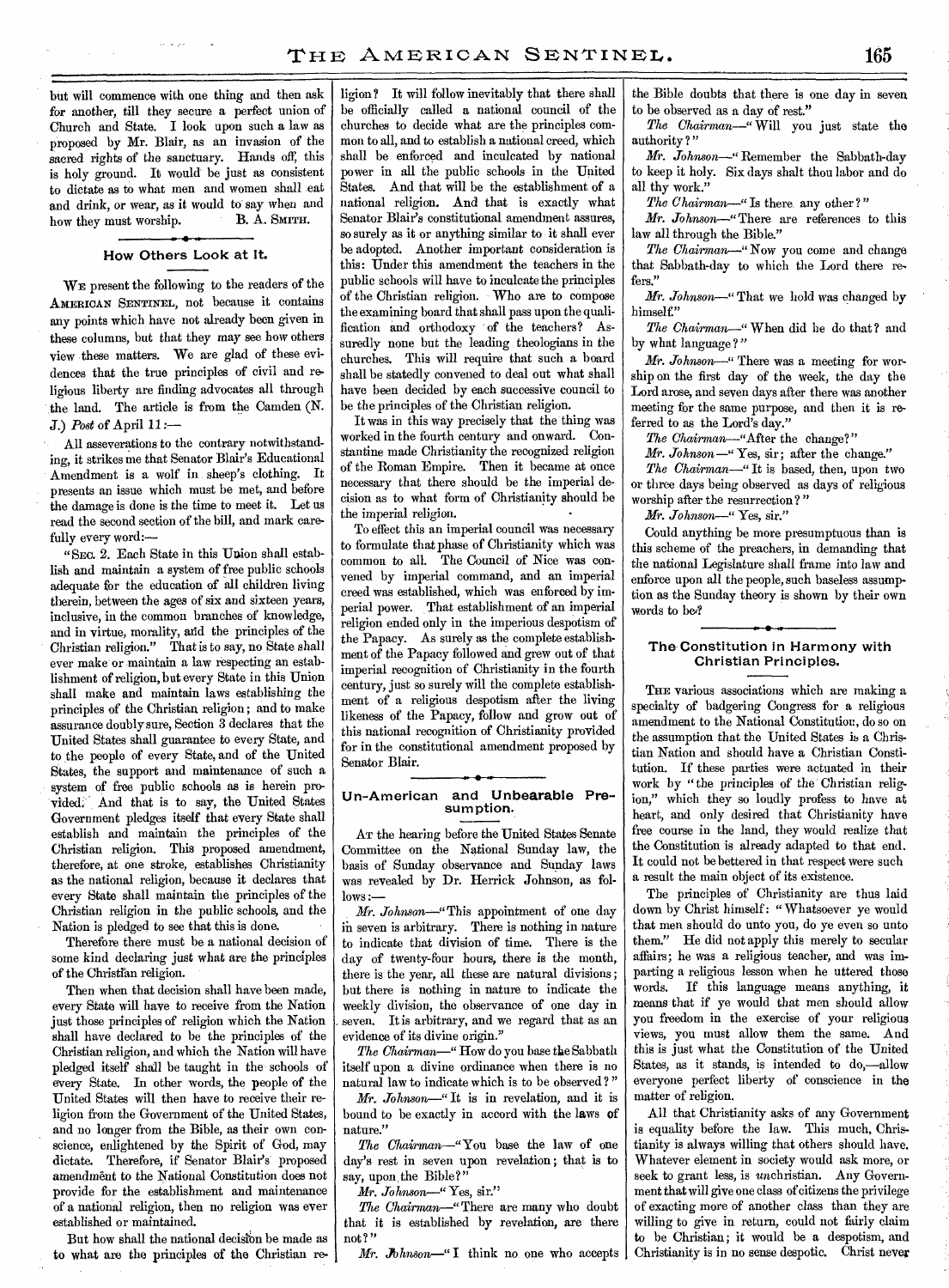but will commence with one thing and then ask for another, till they secure a perfect union of Church and State. I look upon such a law as proposed by Mr. Blair, as an invasion of the sacred rights of the sanctuary. Hands off, this is holy ground. It would be just as consistent to dictate as to what men and women shall eat and drink, or wear, as it would to say when and how they must worship. B. A. SMITH.

## How Others Look at It.

WE present the following to the readers of the AMERICAN SENTINEL, not because it contains any points which have not already been given in these columns, but that they may see how others view these matters. We are glad of these evidences that the true principles of civil and religious liberty are finding advocates all through the land. The article is from the Camden (N. J.) *Post* of April 11:—

All asseverations to the contrary notwithstanding, it strikes me that Senator Blair's Educational Amendment is a wolf in sheep's clothing. It presents an issue which must be met, and before the damage is done is the time to meet it. Let us read the second section of the bill, and mark carefully every word:—

"SEC. 2. Each State in this Union shall establish and maintain a system of free public schools adequate for the education of all children living therein, between the ages of six and sixteen years, inclusive, in the common branches of knowledge, and in virtue, morality, and the principles of the Christian religion." That is to say, no State shall ever make or maintain a law respecting an establishment of religion, but every State in this Union shall make and maintain laws establishing the principles of the Christian religion; and to make assurance doubly sure, Section 3 declares that the United States shall guarantee to every State, and to the people of every State, and of the United States, the support and maintenance of such a system of free public schools as is herein provided. And that is to say, the United States Government pledges itself that every State shall establish and maintain the principles of the Christian religion. This proposed amendment, therefore, at one stroke, establishes Christianity as the national religion, because it declares that every State shall maintain the principles of the Christian religion in the public schools, and the Nation is pledged to see that this is done.

Therefore there must be a national decision of some kind declaring just what are the principles of the Christian religion.

Then when that decision shall have been made, every State will have to receive from the Nation just those principles of religion which the Nation shall have declared to be the principles of the Christian religion, and which the Nation will have pledged itself shall be taught in the schools of every State. In other words, the people of the United States will then have to receive their religion from the Government of the United States, and no longer from the Bible, as their own conscience, enlightened by the Spirit of God, may dictate. Therefore, if Senator Blair's proposed amendment to the National Constitution does not provide for the establishment and maintenance of a national religion, then no religion was ever established or maintained.

But how shall the national decision be made as to what are the principles of the Christian religion? It will follow inevitably that there shall be officially called a national council of the churches to decide what are the principles common to all, and to establish a national creed, which shall be enforced and inculcated by national power in all the public schools in the United States. And that will be the establishment of a national religion. And that is exactly what Senator Blair's constitutional amendment assures, so surely as it or anything similar to it shall ever be adopted. Another important consideration is this: Under this amendment the teachers in the public schools will have to inculcate the principles of the Christian religion. Who are to compose the examining board that shall pass upon the qualification and orthodoxy of the teachers? Assuredly none but the leading theologians in the churches. This will require that such a board shall be statedly convened to deal out what shall have been decided by each successive council to be the principles of the Christian religion.

It was in this way precisely that the thing was worked in the fourth century and onward. Constantine made Christianity the recognized religion of the Roman Empire. Then it became at once necessary that there should be the imperial decision as to what form of Christianity should be the imperial religion.

To effect this an imperial council was necessary to formulate that phase of Christianity which was common to all. The Council of Nice was convened by imperial command, and an imperial creed was established, which was enforced by imperial power. That establishment of an imperial religion ended only in the imperious despotism of the Papacy. As surely as the complete establishment of the Papacy followed and grew out of that imperial recognition of Christianity in the fourth century, just so surely will the complete establishment of a religious despotism after the living likeness of the Papacy, follow and grow out of this national recognition of Christianity provided for in the constitutional amendment proposed by Senator Blair.

## Un-American and Unbearable Presumption.

AT the hearing before the United States Senate Committee on the National Sunday law, the basis of Sunday observance and Sunday laws was revealed by Dr. Herrick Johnson, as follows:—

*Mr. Johnson*—"This appointment of one day in seven is arbitrary. There is nothing in nature to indicate that division of time. There is the day of twenty-four hours, there is the month, there is the year, all these are natural divisions; but there is nothing in nature to indicate the weekly division, the observance of one day in seven. It is arbitrary, and we regard that as an evidence of its divine origin."

*The Chairman*—"How do you base the Sabbath itself upon a divine ordinance when there is no natural law to indicate which is to be observed?"

*Mr. Johnson*—"It is in revelation, and it is bound to be exactly in accord with the laws of nature."

*The Chairman*—"You base the law of one day's rest in seven upon revelation; that is to say, upon the Bible?"

*Mr. Johnson*—"Yes, sir."

*The Chairman*—"There are many who doubt that it is established by revelation, are there not?"

*Mr. Johnson*—"I think no one who accepts the Bible doubts that there is one day in seven to be observed as a day of rest."

*The Chairman*—"Will you just state the authority?"

*Mr. Johnson*—"Remember the Sabbath-day to keep it holy. Six days shalt thou labor and do all thy work."

*The Chairman*—"Is there any other?"

*Mr. Johnson*—"There are references to this law all through the Bible."

*The Chairman*—"Now you come and change that Sabbath-day to which the Lord there refers."

*Mr. Johnson*—"That we hold was changed by himself."

*The Chairman*—"When did he do that? and by what language?"

*Mr. Johnson*—"There was a meeting for worship on the first day of the week, the day the Lord arose, and seven days after there was another meeting for the same purpose, and then it is referred to as the Lord's day."

*The Chairman*—"After the change?"

*Mr. Johnson*—"Yes, sir; after the change."

*The Chairman*—"It is based, then, upon two or three days being observed as days of religious worship after the resurrection?"

*Mr. Johnson*—"Yes, sir."

Could anything be more presumptuous than is this scheme of the preachers, in demanding that the national Legislature shall frame into law and enforce upon all the people, such baseless assumption as the Sunday theory is shown by their own words to be?

## The Constitution in Harmony with Christian Principles.

THE various associations which are making a specialty of badgering Congress for a religious amendment to the National Constitution, do so on the assumption that the United States is a Christian Nation and should have a Christian Constitution. If these parties were actuated in their work by "the principles of the Christian religion," which they so loudly profess to have at heart, and only desired that Christianity have free course in the land, they would realize that the Constitution is already adapted to that end. It could not be bettered in that respect were such a result the main object of its existence.

The principles of Christianity are thus laid down by Christ himself: "Whatsoever ye would that men should do unto you, do ye even so unto them." He did not apply this merely to secular affairs; he was a religious teacher, and was imparting a religious lesson when he uttered those words. If this language means anything, it means that if ye would that men should allow you freedom in the exercise of your religious views, you must allow them the same. And this is just what the Constitution of the United States, as it stands, is intended to do,—allow everyone perfect liberty of conscience in the matter of religion.

All that Christianity asks of any Government is equality before the law. This much, Christianity is always willing that others should have. Whatever element in society would ask more, or seek to grant less, is *un*christian. Any Government that will give one class of citizens the privilege of exacting more of another class than they are willing to give in return, could not fairly claim to be Christian; it would be a despotism, and Christianity is in no sense despotic. Christ never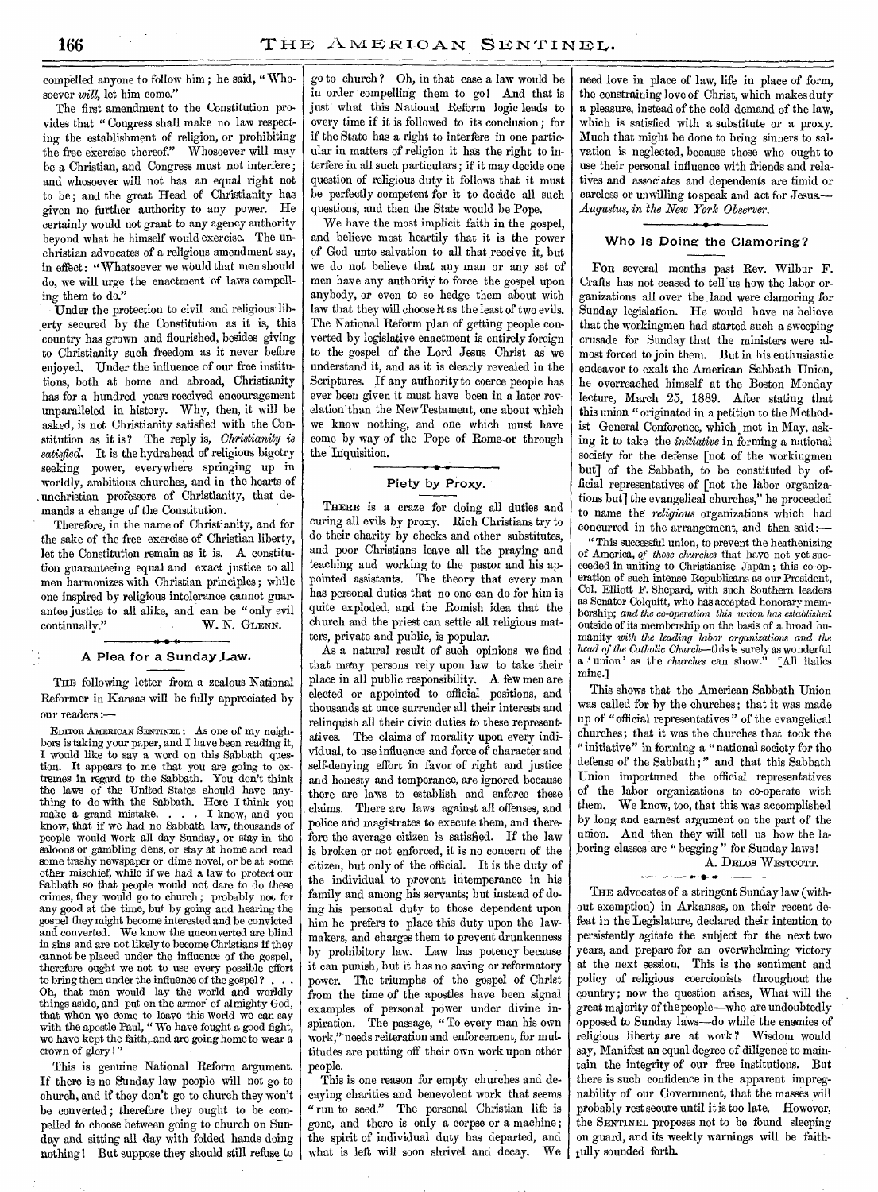compelled anyone to follow him; he said, "Whosoever *will*, let him come."

The first amendment to the Constitution provides that "Congress shall make no law respecting the establishment of religion, or prohibiting the free exercise thereof." Whosoever will may be a Christian, and Congress must not interfere; and whosoever will not has an equal right not to be; and the great Head of Christianity has given no further authority to any power. He certainly would not grant to any agency authority beyond what he himself would exercise. The unchristian advocates of a religious amendment say, in effect: "Whatsoever we would that men should do, we will urge the enactment of laws compelling them to do."

Under the protection to civil and religious liberty secured by the Constitution as it is, this country has grown and flourished, besides giving to Christianity such freedom as it never before enjoyed. Under the influence of our free institutions, both at home and abroad, Christianity has for a hundred years received encouragement unparalleled in history. Why, then, it will be asked, is not Christianity satisfied with the Constitution as it is? The reply is, *Christianity is satisfied*. It is the hydrahead of religious bigotry seeking power, everywhere springing up in worldly, ambitious churches, and in the hearts of unchristian professors of Christianity, that demands a change of the Constitution.

Therefore, in the name of Christianity, and for the sake of the free exercise of Christian liberty, let the Constitution remain as it is. A constitution guaranteeing equal and exact justice to all men harmonizes with Christian principles; while one inspired by religious intolerance cannot guarantee justice to all alike, and can be "only evil continually."

W. N. GLENN.

## A Plea for a Sunday Law.

THE following letter from a zealous National Reformer in Kansas will be fully appreciated by our readers:—

> EDITOR AMERICAN SENTINEL: As one of my neighbors is taking your paper, and I have been reading it, I would like to say a word on this Sabbath question. It appears to me that you are going to extremes in regard to the Sabbath. You don't think the laws of the United States should have anything to do with the Sabbath. Here I think you make a grand mistake. . . . I know, and you know, that if we had no Sabbath law, thousands of people would work all day Sunday, or stay in the saloons or gambling dens, or stay at home and read some trashy newspaper or dime novel, or be at some other mischief, while if we had a law to protect our Sabbath so that people would not dare to do these crimes, they would go to church; probably not for any good at the time, but by going and hearing the gospel they might become interested and be convicted and converted. We know the unconverted are blind in sins and are not likely to become Christians if they cannot be placed under the influence of the gospel, therefore ought we not to use every possible effort to bring them under the influence of the gospel? . . . Oh, that men would lay the world and worldly things aside, and put on the armor of almighty God, that when we come to leave this world we can say with the apostle Paul, "We have fought a good fight, we have kept the faith, and are going home to wear a crown of glory!"

This is genuine National Reform argument. If there is no Sunday law people will not go to church, and if they don't go to church they won't be converted; therefore they ought to be compelled to choose between going to church on Sunday and sitting all day with folded hands doing nothing! But suppose they should still refuse to go to church? Oh, in that case a law would be in order compelling them to go! And that is just what this National Reform logic leads to every time if it is followed to its conclusion; for if the State has a right to interfere in one particular in matters of religion it has the right to interfere in all such particulars; if it may decide one question of religious duty it follows that it must be perfectly competent for it to decide all such questions, and then the State would be Pope.

We have the most implicit faith in the gospel, and believe most heartily that it is the power of God unto salvation to all that receive it, but we do not believe that any man or any set of men have any authority to force the gospel upon anybody, or even to so hedge them about with law that they will choose it as the least of two evils. The National Reform plan of getting people converted by legislative enactment is entirely foreign to the gospel of the Lord Jesus Christ as we understand it, and as it is clearly revealed in the Scriptures. If any authority to coerce people has ever been given it must have been in a later revelation than the New Testament, one about which we know nothing, and one which must have come by way of the Pope of Rome or through the Inquisition.

## Piety by Proxy.

THERE is a craze for doing all duties and curing all evils by proxy. Rich Christians try to do their charity by checks and other substitutes, and poor Christians leave all the praying and teaching and working to the pastor and his appointed assistants. The theory that every man has personal duties that no one can do for him is quite exploded, and the Romish idea that the church and the priest can settle all religious matters, private and public, is popular.

As a natural result of such opinions we find that many persons rely upon law to take their place in all public responsibility. A few men are elected or appointed to official positions, and thousands at once surrender all their interests and relinquish all their civic duties to these representatives. The claims of morality upon every individual, to use influence and force of character and self-denying effort in favor of right and justice and honesty and temperance, are ignored because there are laws to establish and enforce these claims. There are laws against all offenses, and police and magistrates to execute them, and therefore the average citizen is satisfied. If the law is broken or not enforced, it is no concern of the citizen, but only of the official. It is the duty of the individual to prevent intemperance in his family and among his servants; but instead of doing his personal duty to those dependent upon him he prefers to place this duty upon the lawmakers, and charges them to prevent drunkenness by prohibitory law. Law has potency because it can punish, but it has no saving or reformatory power. The triumphs of the gospel of Christ from the time of the apostles have been signal examples of personal power under divine inspiration. The passage, "To every man his own work," needs reiteration and enforcement, for multitudes are putting off their own work upon other people.

This is one reason for empty churches and decaying charities and benevolent work that seems "run to seed." The personal Christian life is gone, and there is only a corpse or a machine; the spirit of individual duty has departed, and what is left will soon shrivel and decay. We need love in place of law, life in place of form, the constraining love of Christ, which makes duty a pleasure, instead of the cold demand of the law, which is satisfied with a substitute or a proxy. Much that might be done to bring sinners to salvation is neglected, because those who ought to use their personal influence with friends and relatives and associates and dependents are timid or careless or unwilling to speak and act for Jesus.—*Augustus, in the New York Observer.*

## Who Is Doing the Clamoring?

FOR several months past Rev. Wilbur F. Crafts has not ceased to tell us how the labor organizations all over the land were clamoring for Sunday legislation. He would have us believe that the workingmen had started such a sweeping crusade for Sunday that the ministers were almost forced to join them. But in his enthusiastic endeavor to exalt the American Sabbath Union, he overreached himself at the Boston Monday lecture, March 25, 1889. After stating that this union "originated in a petition to the Methodist General Conference, which met in May, asking it to take the *initiative* in forming a national society for the defense [not of the workingmen but] of the Sabbath, to be constituted by official representatives of [not the labor organizations but] the evangelical churches," he proceeded to name the *religious* organizations which had concurred in the arrangement, and then said:—

> "This successful union, to prevent the heathenizing of America, *of those churches* that have not yet succeeded in uniting to Christianize Japan; this co-operation of such intense Republicans as our President, Col. Elliott F. Shepard, with such Southern leaders as Senator Colquitt, who has accepted honorary membership; *and the co-operation this union has established* outside of its membership on the basis of a broad humanity *with the leading labor organizations and the head of the Catholic Church*—this is surely as wonderful a 'union' as the *churches* can show." [All italics mine.]

This shows that the American Sabbath Union was called for by the churches; that it was made up of "official representatives" of the evangelical churches; that it was the churches that took the "initiative" in forming a "national society for the defense of the Sabbath;" and that this Sabbath Union importuned the official representatives of the labor organizations to co-operate with them. We know, too, that this was accomplished by long and earnest argument on the part of the union. And then they will tell us how the laboring classes are "begging" for Sunday laws!

A. DELOS WESTCOTT.

---

THE advocates of a stringent Sunday law (without exemption) in Arkansas, on their recent defeat in the Legislature, declared their intention to persistently agitate the subject for the next two years, and prepare for an overwhelming victory at the next session. This is the sentiment and policy of religious coercionists throughout the country; now the question arises, What will the great majority of the people—who are undoubtedly opposed to Sunday laws—do while the enemies of religious liberty are at work? Wisdom would say, Manifest an equal degree of diligence to maintain the integrity of our free institutions. But there is such confidence in the apparent impregnability of our Government, that the masses will probably rest secure until it is too late. However, the SENTINEL proposes not to be found sleeping on guard, and its weekly warnings will be faithfully sounded forth.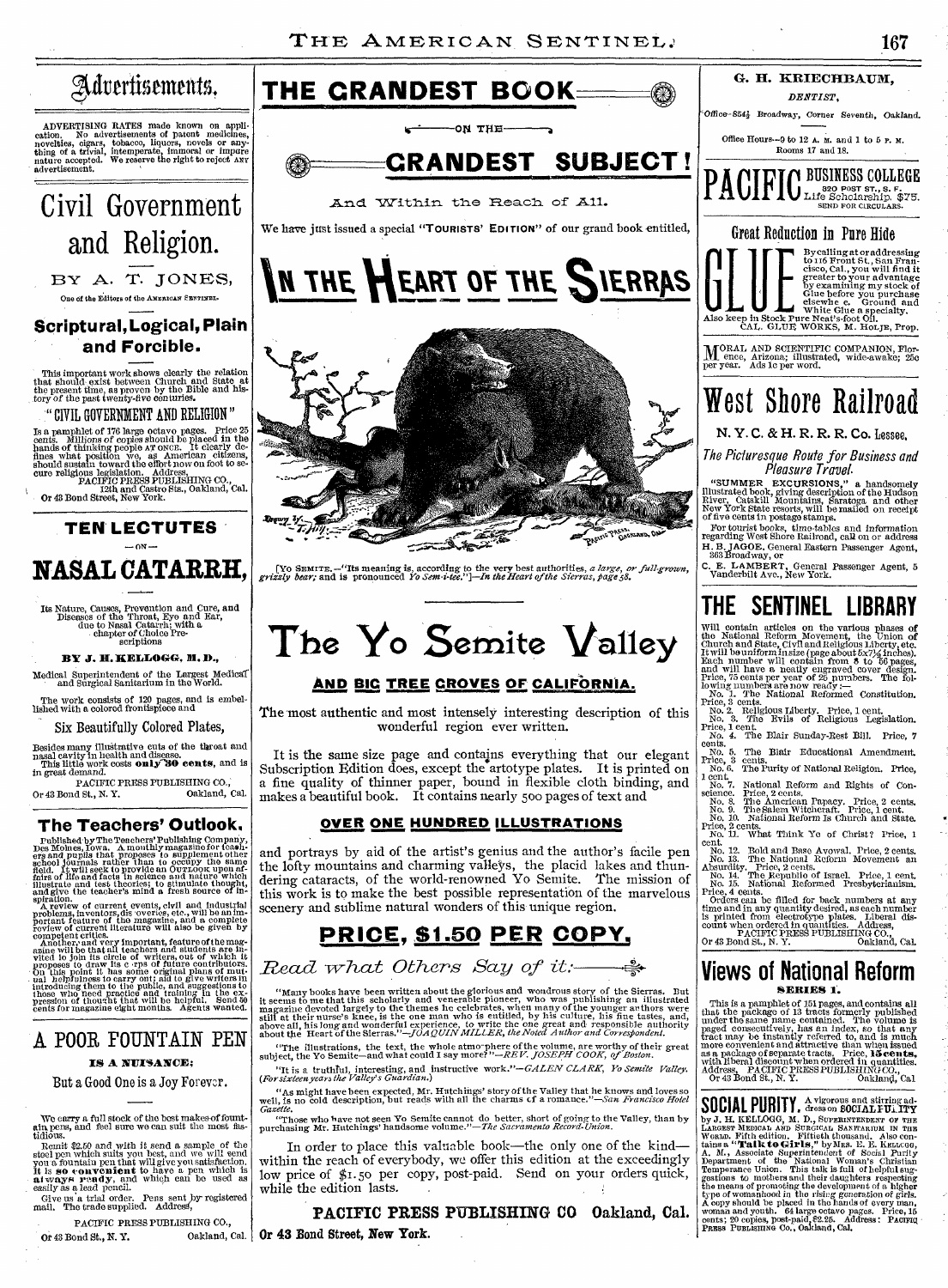# Advertisements.

ADVERTISING RATES made known on application. No advertisements of patent medicines, novelties, cigars, tobacco, liquors, novels or anything of a trivial, intemperate, immoral or impure nature accepted. We reserve the right to reject ANY advertisement.

# Civil Government and Religion.

BY A. T. JONES,

One of the Editors of the AMERICAN SENTINEL.

## Scriptural, Logical, Plain and Forcible.

This important work shows clearly the relation that should exist between Church and State at the present time, as proven by the Bible and history of the past twenty-five centuries.

### "CIVIL GOVERNMENT AND RELIGION"

Is a pamphlet of 176 large octavo pages. Price 25 cents. Millions of copies should be placed in the hands of thinking people AT ONCE. It clearly defines what position we, as American citizens, should sustain toward the effort now on foot to secure religious legislation. Address,

PACIFIC PRESS PUBLISHING CO., 12th and Castro Sts., Oakland, Cal. Or 43 Bond Street, New York.

## TEN LECTUTES

— ON —

# NASAL CATARRH,

Its Nature, Causes, Prevention and Cure, and Diseases of the Throat, Eye and Ear, due to Nasal Catarrh; with a chapter of Choice Prescriptions

BY J. H. KELLOGG, M. D.,

Medical Superintendent of the Largest Medical and Surgical Sanitarium in the World.

The work consists of 120 pages, and is embellished with a colored frontispiece and

Six Beautifully Colored Plates,

Besides many illustrative cuts of the throat and nasal cavity in health and disease. This little work costs **only 30 cents**, and is in great demand.

PACIFIC PRESS PUBLISHING CO., Or 43 Bond St., N. Y. Oakland, Cal.

## The Teachers' Outlook.

Published by The Teachers' Publishing Company, Des Moines, Iowa. A monthly magazine for teachers and pupils that proposes to supplement other school journals rather than to occupy the same field. It will seek to provide an OUTLOOK upon affairs of life and facts in science and nature which illustrate and test theories; to stimulate thought, and give the teacher's mind a fresh source of inspiration.

A review of current events, civil and industrial problems, inventors, discoveries, etc., will be an important feature of the magazine, and a complete review of current literature will also be given by competent critics.

Another, and very important, feature of the magazine will be that all teachers and students are invited to join its circle of writers, out of which it proposes to draw its corps of future contributors. On this point it has some original plans of mutual helpfulness to carry out; aid to give writers in introducing them to the public, and suggestions to those who need practice and training in the expression of thought that will be helpful. Send 50 cents for magazine eight months. Agents wanted.

# A POOR FOUNTAIN PEN

IS A NUISANCE:

But a Good One is a Joy Forever.

We carry a full stock of the best makes of fountain pens, and feel sure we can suit the most fastidious.

Remit $2.50 and with it send a sample of the steel pen which suits you best, and we will send you a fountain pen that will give you satisfaction. It is **so convenient** to have a pen which is **always ready**, and which can be used as easily as a lead pencil.

Give us a trial order. Pens sent by registered mail. The trade supplied. Address,

PACIFIC PRESS PUBLISHING CO., Or 43 Bond St., N. Y. Oakland, Cal.

# THE GRANDEST BOOK

ON THE

# GRANDEST SUBJECT!

And Within the Reach of All.

We have just issued a special "TOURISTS' EDITION" of our grand book entitled,

# IN THE HEART OF THE SIERRAS

[YO SEMITE.—"Its meaning is, according to the very best authorities, *a large, or full-grown, grizzly bear*; and is pronounced *Yo Sem-i-tee*."]—*In the Heart of the Sierras, page 58.*

# The Yo Semite Valley

## AND BIG TREE GROVES OF CALIFORNIA.

The most authentic and most intensely interesting description of this wonderful region ever written.

It is the same size page and contains everything that our elegant Subscription Edition does, except the artotype plates. It is printed on a fine quality of thinner paper, bound in flexible cloth binding, and makes a beautiful book. It contains nearly 500 pages of text and

## OVER ONE HUNDRED ILLUSTRATIONS

and portrays by aid of the artist's genius and the author's facile pen the lofty mountains and charming valleys, the placid lakes and thundering cataracts, of the world-renowned Yo Semite. The mission of this work is to make the best possible representation of the marvelous scenery and sublime natural wonders of this unique region.

## PRICE, $1.50 PER COPY.

*Read what Others Say of it:*

"Many books have been written about the glorious and wondrous story of the Sierras. But it seems to me that this scholarly and venerable pioneer, who was publishing an illustrated magazine devoted largely to the themes he celebrates, when many of the younger authors were still at their nurse's knee, is the one man who is entitled, by his culture, his fine tastes, and, above all, his long and wonderful experience, to write the one great and responsible authority about the Heart of the Sierras."—*JOAQUIN MILLER, the Noted Author and Correspondent.*

"The illustrations, the text, the whole atmosphere of the volume, are worthy of their great subject, the Yo Semite—and what could I say more?"—*REV. JOSEPH COOK, of Boston.*

"It is a truthful, interesting, and instructive work."—*GALEN CLARK, Yo Semite Valley. (For sixteen years the Valley's Guardian.)*

"As might have been expected, Mr. Hutchings' story of the Valley that he knows and loves so well, is no cold description, but reads with all the charms of a romance."—*San Francisco Hotel Gazette.*

"Those who have not seen Yo Semite cannot do better, short of going to the Valley, than by purchasing Mr. Hutchings' handsome volume."—*The Sacramento Record-Union.*

In order to place this valuable book—the only one of the kind—within the reach of everybody, we offer this edition at the exceedingly low price of $1.50 per copy, post-paid. Send on your orders quick, while the edition lasts.

**PACIFIC PRESS PUBLISHING CO Oakland, Cal.**

**Or 43 Bond Street, New York.**

## G. H. KRIECHBAUM,

*DENTIST,*

Office—854½ Broadway, Corner Seventh, Oakland.

Office Hours—9 to 12 A. M. and 1 to 5 P. M. Rooms 17 and 18.

# PACIFIC BUSINESS COLLEGE

320 POST ST., S. F. Life Scholarship, $75. SEND FOR CIRCULARS.

## Great Reduction in Pure Hide

# GLUE

By calling at or addressing to 116 Front St., San Francisco, Cal., you will find it greater to your advantage by examining my stock of Glue before you purchase elsewhere. Ground and White Glue a specialty. Also keep in Stock Pure Neat's-foot Oil.

CAL. GLUE WORKS, M. HOLJE, Prop.

MORAL AND SCIENTIFIC COMPANION, Florence, Arizona; illustrated, wide-awake; 25c per year. Ads 1c per word.

# West Shore Railroad

## N. Y. C. & H. R. R. R. Co. Lessee.

*The Picturesque Route for Business and Pleasure Travel.*

"SUMMER EXCURSIONS," a handsomely illustrated book, giving description of the Hudson River, Catskill Mountains, Saratoga, and other New York State resorts, will be mailed on receipt of five cents in postage stamps.

For tourist books, time-tables and information regarding West Shore Railroad, call on or address H. B. JAGOE, General Eastern Passenger Agent, 363 Broadway, or

C. E. LAMBERT, General Passenger Agent, 5 Vanderbilt Ave., New York.

# THE SENTINEL LIBRARY

Will contain articles on the various phases of the National Reform Movement, the Union of Church and State, Civil and Religious Liberty, etc. It will be uniform in size (page about 5x7¼ inches). Each number will contain from 8 to 50 pages, and will have a neatly engraved cover design. Price, 75 cents per year of 25 numbers. The following numbers are now ready:—

- No. 1. The National Reformed Constitution. Price, 3 cents.
- No. 2. Religious Liberty. Price, 1 cent.
- No. 3. The Evils of Religious Legislation. Price, 1 cent.
- No. 4. The Blair Sunday-Rest Bill. Price, 7 cents.
- No. 5. The Blair Educational Amendment. Price, 3 cents.
- No. 6. The Purity of National Religion. Price, 1 cent.
- No. 7. National Reform and Rights of Conscience. Price, 2 cents.
- No. 8. The American Papacy. Price, 2 cents.
- No. 9. The Salem Witchcraft. Price, 1 cent.
- No. 10. National Reform is Church and State. Price, 2 cents.
- No. 11. What Think Ye of Christ? Price, 1 cent.
- No. 12. Bold and Base Avowal. Price, 2 cents.
- No. 13. The National Reform Movement an Absurdity. Price, 2 cents.
- No. 14. The Republic of Israel. Price, 1 cent.
- No. 15. National Reformed Presbyterianism. Price, 4 cents.

Orders can be filled for back numbers at any time and in any quantity desired, as each number is printed from electrotype plates. Liberal discount when ordered in quantities. Address,

PACIFIC PRESS PUBLISHING CO., Or 43 Bond St., N. Y. Oakland, Cal.

# Views of National Reform

## SERIES 1.

This is a pamphlet of 151 pages, and contains all that the package of 13 tracts formerly published under the same name contained. The volume is paged consecutively, has an index, so that any tract may be instantly referred to, and is much more convenient and attractive than when issued as a package of separate tracts. Price, **15 cents**, with liberal discount when ordered in quantities. Address, PACIFIC PRESS PUBLISHING CO., Or 43 Bond St., N. Y. Oakland, Cal.

**SOCIAL PURITY.** A vigorous and stirring address on SOCIAL PURITY by J. H. KELLOGG, M. D., SUPERINTENDENT OF THE LARGEST MEDICAL AND SURGICAL SANITARIUM IN THE WORLD. Fifth edition. Fiftieth thousand. Also contains a "**Talk to Girls**," by MRS. E. E. KELLOGG, A. M., Associate Superintendent of Social Purity Department of the National Woman's Christian Temperance Union. This talk is full of helpful suggestions to mothers and their daughters respecting the means of promoting the development of a higher type of womanhood in the rising generation of girls. A copy should be placed in the hands of every man, woman and youth. 64 large octavo pages. Price, 15 cents; 20 copies, post-paid, $2.25. Address: PACIFIC PRESS PUBLISHING Co., Oakland, Cal.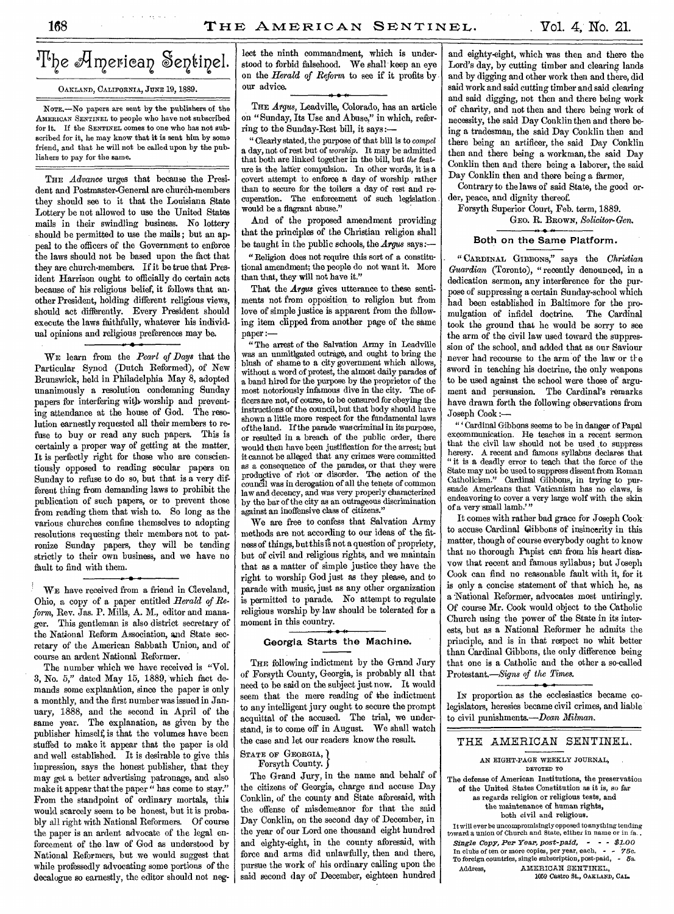# The American Sentinel.

OAKLAND, CALIFORNIA, JUNE 19, 1889.

NOTE.—No papers are sent by the publishers of the AMERICAN SENTINEL to people who have not subscribed for it. If the SENTINEL comes to one who has not subscribed for it, he may know that it is sent him by some friend, and that he will not be called upon by the publishers to pay for the same.

THE *Advance* urges that because the President and Postmaster-General are church-members they should see to it that the Louisiana State Lottery be not allowed to use the United States mails in their swindling business. No lottery should be permitted to use the mails; but an appeal to the officers of the Government to enforce the laws should not be based upon the fact that they are church-members. If it be true that President Harrison ought to officially do certain acts because of his religious belief, it follows that another President, holding different religious views, should act differently. Every President should execute the laws faithfully, whatever his individual opinions and religious preferences may be.

WE learn from the *Pearl of Days* that the Particular Synod (Dutch Reformed), of New Brunswick, held in Philadelphia May 8, adopted unanimously a resolution condemning Sunday papers for interfering with worship and preventing attendance at the house of God. The resolution earnestly requested all their members to refuse to buy or read any such papers. This is certainly a proper way of getting at the matter. It is perfectly right for those who are conscientiously opposed to reading secular papers on Sunday to refuse to do so, but that is a very different thing from demanding laws to prohibit the publication of such papers, or to prevent those from reading them that wish to. So long as the various churches confine themselves to adopting resolutions requesting their members not to patronize Sunday papers, they will be tending strictly to their own business, and we have no fault to find with them.

WE have received from a friend in Cleveland, Ohio, a copy of a paper entitled *Herald of Reform*, Rev. Jas. P. Mills, A. M., editor and manager. This gentleman is also district secretary of the National Reform Association, and State secretary of the American Sabbath Union, and of course an ardent National Reformer.

The number which we have received is "Vol. 3, No. 5," dated May 15, 1889, which fact demands some explanation, since the paper is only a monthly, and the first number was issued in January, 1888, and the second in April of the same year. The explanation, as given by the publisher himself, is that the volumes have been stuffed to make it appear that the paper is old and well established. It is desirable to give this impression, says the honest publisher, that they may get a better advertising patronage, and also make it appear that the paper "has come to stay." From the standpoint of ordinary mortals, this would scarcely seem to be honest, but it is probably all right with National Reformers. Of course the paper is an ardent advocate of the legal enforcement of the law of God as understood by National Reformers, but we would suggest that while professedly advocating some portions of the decalogue so earnestly, the editor should not neglect the ninth commandment, which is understood to forbid falsehood. We shall keep an eye on the *Herald of Reform* to see if it profits by our advice.

THE *Argus*, Leadville, Colorado, has an article on "Sunday, Its Use and Abuse," in which, referring to the Sunday-Rest bill, it says:—

"Clearly stated, the purpose of that bill is to *compel* a day, not of rest but of *worship*. It may be admitted that both are linked together in the bill, but *the* feature is the latter compulsion. In other words, it is a covert attempt to enforce a day of worship rather than to secure for the toilers a day of rest and recuperation. The enforcement of such legislation would be a flagrant abuse."

And of the proposed amendment providing that the principles of the Christian religion shall be taught in the public schools, the *Argus* says:—

"Religion does not require this sort of a constitutional amendment; the people do not want it. More than that, they will not have it."

That the *Argus* gives utterance to these sentiments not from opposition to religion but from love of simple justice is apparent from the following item clipped from another page of the same paper:—

"The arrest of the Salvation Army in Leadville was an unmitigated outrage, and ought to bring the blush of shame to a city government which allows, without a word of protest, the almost daily parades of a band hired for the purpose by the proprietor of the most notoriously infamous dive in the city. The officers are not, of course, to be censured for obeying the instructions of the council, but that body should have shown a little more respect for the fundamental laws of the land. If the parade was criminal in its purpose, or resulted in a breach of the public order, there would then have been justification for the arrest; but it cannot be alleged that any crimes were committed as a consequence of the parades, or that they were productive of riot or disorder. The action of the council was in derogation of all the tenets of common law and decency, and was very properly characterized by the bar of the city as an outrageous discrimination against an inoffensive class of citizens."

We are free to confess that Salvation Army methods are not according to our ideas of the fitness of things, but this is not a question of propriety, but of civil and religious rights, and we maintain that as a matter of simple justice they have the right to worship God just as they please, and to parade with music, just as any other organization is permitted to parade. No attempt to regulate religious worship by law should be tolerated for a moment in this country.

## Georgia Starts the Machine.

THE following indictment by the Grand Jury of Forsyth County, Georgia, is probably all that need to be said on the subject just now. It would seem that the mere reading of the indictment to any intelligent jury ought to secure the prompt acquittal of the accused. The trial, we understand, is to come off in August. We shall watch the case and let our readers know the result.

STATE OF GEORGIA,
Forsyth County.

The Grand Jury, in the name and behalf of the citizens of Georgia, charge and accuse Day Conklin, of the county and State aforesaid, with the offense of misdemeanor for that the said Day Conklin, on the second day of December, in the year of our Lord one thousand eight hundred and eighty-eight, in the county aforesaid, with force and arms did unlawfully, then and there, pursue the work of his ordinary calling upon the said second day of December, eighteen hundred and eighty-eight, which was then and there the Lord's day, by cutting timber and clearing lands and by digging and other work then and there, did said work and said cutting timber and said clearing and said digging, not then and there being work of charity, and not then and there being work of necessity, the said Day Conklin then and there being a tradesman, the said Day Conklin then and there being an artificer, the said Day Conklin then and there being a workman, the said Day Conklin then and there being a laborer, the said Day Conklin then and there being a farmer,

Contrary to the laws of said State, the good order, peace, and dignity thereof.

Forsyth Superior Court, Feb. term, 1889.

GEO. R. BROWN, *Solicitor-Gen.*

## Both on the Same Platform.

"CARDINAL GIBBONS," says the *Christian Guardian* (Toronto), "recently denounced, in a dedication sermon, any interference for the purpose of suppressing a certain Sunday-school which had been established in Baltimore for the promulgation of infidel doctrine. The Cardinal took the ground that he would be sorry to see the arm of the civil law used toward the suppression of the school, and added that as our Saviour never had recourse to the arm of the law or the sword in teaching his doctrine, the only weapons to be used against the school were those of argument and persuasion. The Cardinal's remarks have drawn forth the following observations from Joseph Cook:—

"'Cardinal Gibbons seems to be in danger of Papal excommunication. He teaches in a recent sermon that the civil law should not be used to suppress heresy. A recent and famous syllabus declares that "it is a deadly error to teach that the force of the State may not be used to suppress dissent from Roman Catholicism." Cardinal Gibbons, in trying to persuade Americans that Vaticanism has no claws, is endeavoring to cover a very large wolf with the skin of a very small lamb.'"

It comes with rather bad grace for Joseph Cook to accuse Cardinal Gibbons of insincerity in this matter, though of course everybody ought to know that no thorough Papist can from his heart disavow that recent and famous syllabus; but Joseph Cook can find no reasonable fault with it, for it is only a concise statement of that which he, as a National Reformer, advocates most untiringly. Of course Mr. Cook would object to the Catholic Church using the power of the State in its interests, but as a National Reformer he admits the principle, and is in that respect no whit better than Cardinal Gibbons, the only difference being that one is a Catholic and the other a so-called Protestant.—*Signs of the Times.*

IN proportion as the ecclesiastics became co-legislators, heresies became civil crimes, and liable to civil punishments.—*Dean Milman.*

## THE AMERICAN SENTINEL.

AN EIGHT-PAGE WEEKLY JOURNAL,
DEVOTED TO

The defense of American Institutions, the preservation of the United States Constitution as it is, so far as regards religion or religious tests, and the maintenance of human rights, both civil and religious.

It will ever be uncompromisingly opposed to anything tending toward a union of Church and State, either in name or in fa .

*Single Copy, Per Year, post-paid,* - - - *$1.00*
In clubs of ten or more copies, per year, each, - - 75c.
To foreign countries, single subscription, post-paid, - 5s.

Address, AMERICAN SENTINEL,
1059 Castro St., OAKLAND, CAL.